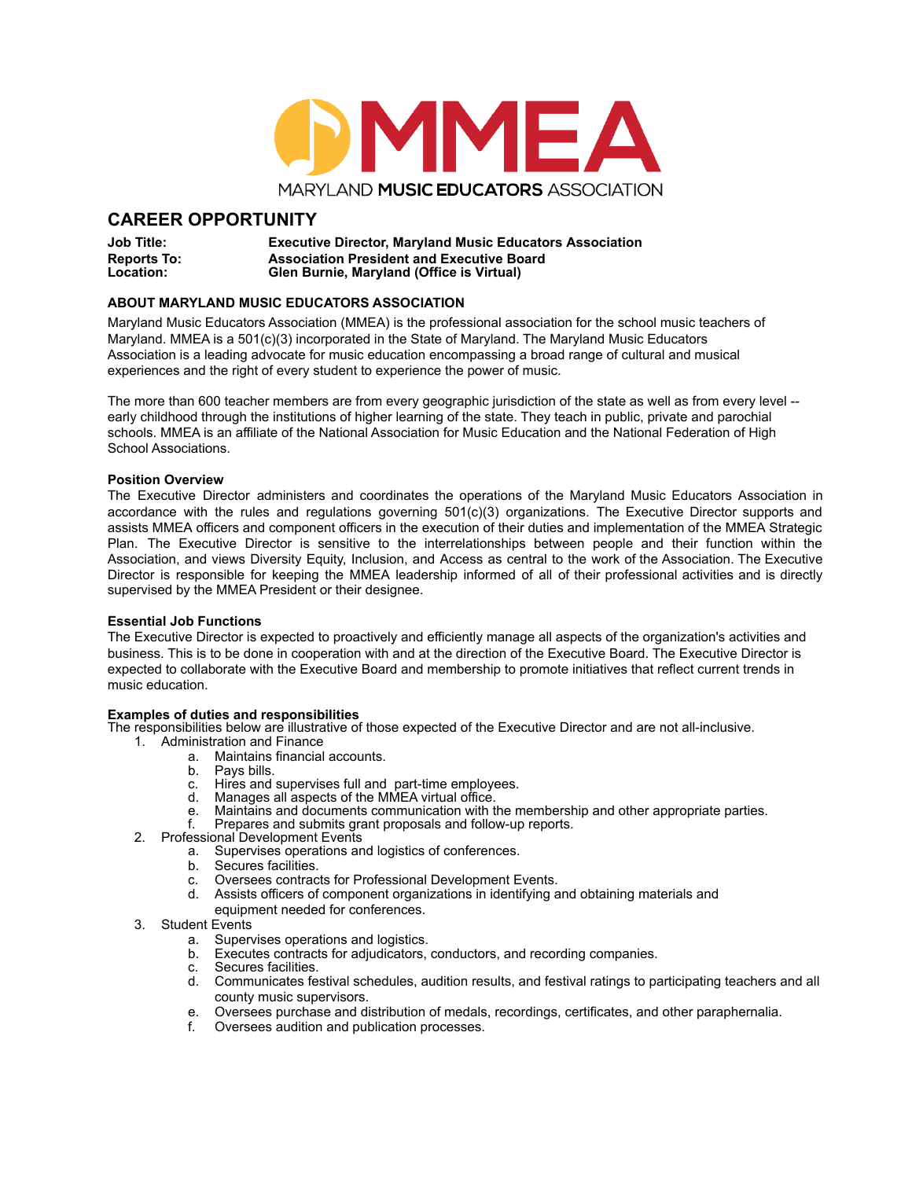# MMEA

MARYLAND **MUSIC EDUCATORS** ASSOCIATION

## CAREER OPPORTUNITY

**Job Title:** **Executive Director, Maryland Music Educators Association**
**Reports To:** **Association President and Executive Board**
**Location:** **Glen Burnie, Maryland (Office is Virtual)**

### ABOUT MARYLAND MUSIC EDUCATORS ASSOCIATION

Maryland Music Educators Association (MMEA) is the professional association for the school music teachers of Maryland. MMEA is a 501(c)(3) incorporated in the State of Maryland. The Maryland Music Educators Association is a leading advocate for music education encompassing a broad range of cultural and musical experiences and the right of every student to experience the power of music.

The more than 600 teacher members are from every geographic jurisdiction of the state as well as from every level -- early childhood through the institutions of higher learning of the state. They teach in public, private and parochial schools. MMEA is an affiliate of the National Association for Music Education and the National Federation of High School Associations.

**Position Overview**

The Executive Director administers and coordinates the operations of the Maryland Music Educators Association in accordance with the rules and regulations governing 501(c)(3) organizations. The Executive Director supports and assists MMEA officers and component officers in the execution of their duties and implementation of the MMEA Strategic Plan. The Executive Director is sensitive to the interrelationships between people and their function within the Association, and views Diversity Equity, Inclusion, and Access as central to the work of the Association. The Executive Director is responsible for keeping the MMEA leadership informed of all of their professional activities and is directly supervised by the MMEA President or their designee.

**Essential Job Functions**

The Executive Director is expected to proactively and efficiently manage all aspects of the organization's activities and business. This is to be done in cooperation with and at the direction of the Executive Board. The Executive Director is expected to collaborate with the Executive Board and membership to promote initiatives that reflect current trends in music education.

**Examples of duties and responsibilities**

The responsibilities below are illustrative of those expected of the Executive Director and are not all-inclusive.

1. Administration and Finance
   a. Maintains financial accounts.
   b. Pays bills.
   c. Hires and supervises full and part-time employees.
   d. Manages all aspects of the MMEA virtual office.
   e. Maintains and documents communication with the membership and other appropriate parties.
   f. Prepares and submits grant proposals and follow-up reports.
2. Professional Development Events
   a. Supervises operations and logistics of conferences.
   b. Secures facilities.
   c. Oversees contracts for Professional Development Events.
   d. Assists officers of component organizations in identifying and obtaining materials and equipment needed for conferences.
3. Student Events
   a. Supervises operations and logistics.
   b. Executes contracts for adjudicators, conductors, and recording companies.
   c. Secures facilities.
   d. Communicates festival schedules, audition results, and festival ratings to participating teachers and all county music supervisors.
   e. Oversees purchase and distribution of medals, recordings, certificates, and other paraphernalia.
   f. Oversees audition and publication processes.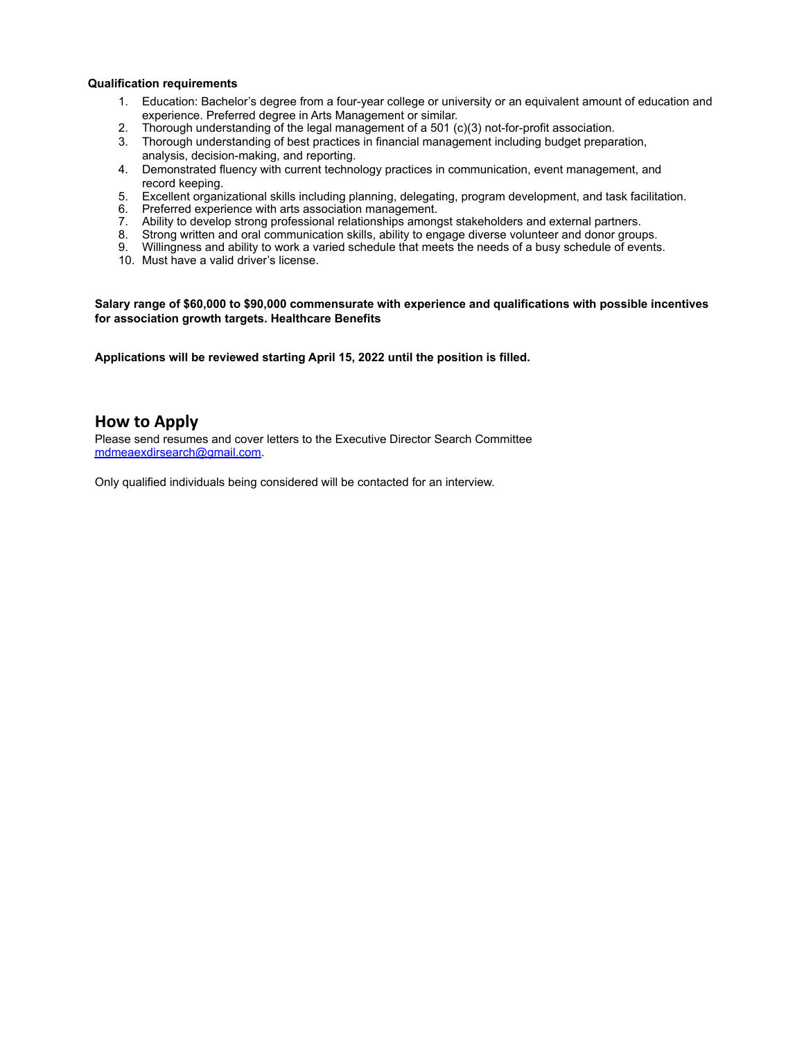**Qualification requirements**

1. Education: Bachelor's degree from a four-year college or university or an equivalent amount of education and experience. Preferred degree in Arts Management or similar.
2. Thorough understanding of the legal management of a 501 (c)(3) not-for-profit association.
3. Thorough understanding of best practices in financial management including budget preparation, analysis, decision-making, and reporting.
4. Demonstrated fluency with current technology practices in communication, event management, and record keeping.
5. Excellent organizational skills including planning, delegating, program development, and task facilitation.
6. Preferred experience with arts association management.
7. Ability to develop strong professional relationships amongst stakeholders and external partners.
8. Strong written and oral communication skills, ability to engage diverse volunteer and donor groups.
9. Willingness and ability to work a varied schedule that meets the needs of a busy schedule of events.
10. Must have a valid driver's license.

**Salary range of $60,000 to $90,000 commensurate with experience and qualifications with possible incentives for association growth targets. Healthcare Benefits**

**Applications will be reviewed starting April 15, 2022 until the position is filled.**

## How to Apply

Please send resumes and cover letters to the Executive Director Search Committee mdmeaexdirsearch@gmail.com.

Only qualified individuals being considered will be contacted for an interview.